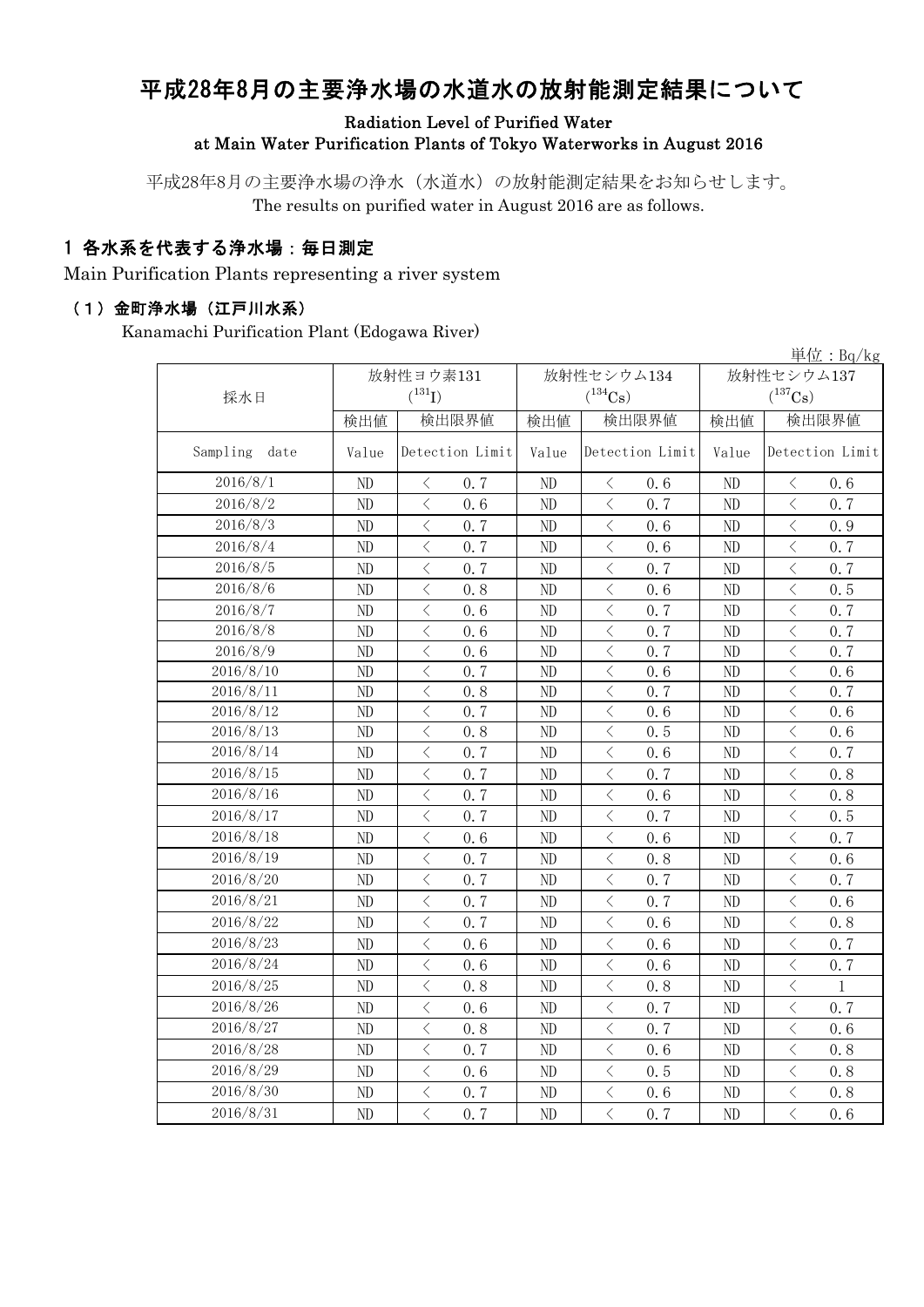# 平成28年8月の主要浄水場の水道水の放射能測定結果について

Radiation Level of Purified Water
at Main Water Purification Plants of Tokyo Waterworks in August 2016

平成28年8月の主要浄水場の浄水（水道水）の放射能測定結果をお知らせします。
The results on purified water in August 2016 are as follows.

## 1 各水系を代表する浄水場：毎日測定

Main Purification Plants representing a river system

### （1）金町浄水場（江戸川水系）

Kanamachi Purification Plant (Edogawa River)

単位：Bq/kg

| 採水日 | 放射性ヨウ素131 ($^{131}I$) | | 放射性セシウム134 ($^{134}Cs$) | | 放射性セシウム137 ($^{137}Cs$) | |
|---|---|---|---|---|---|---|
| | 検出値 | 検出限界値 | 検出値 | 検出限界値 | 検出値 | 検出限界値 |
| Sampling date | Value | Detection Limit | Value | Detection Limit | Value | Detection Limit |
| 2016/8/1 | ND | ＜ 0.7 | ND | ＜ 0.6 | ND | ＜ 0.6 |
| 2016/8/2 | ND | ＜ 0.6 | ND | ＜ 0.7 | ND | ＜ 0.7 |
| 2016/8/3 | ND | ＜ 0.7 | ND | ＜ 0.6 | ND | ＜ 0.9 |
| 2016/8/4 | ND | ＜ 0.7 | ND | ＜ 0.6 | ND | ＜ 0.7 |
| 2016/8/5 | ND | ＜ 0.7 | ND | ＜ 0.7 | ND | ＜ 0.7 |
| 2016/8/6 | ND | ＜ 0.8 | ND | ＜ 0.6 | ND | ＜ 0.5 |
| 2016/8/7 | ND | ＜ 0.6 | ND | ＜ 0.7 | ND | ＜ 0.7 |
| 2016/8/8 | ND | ＜ 0.6 | ND | ＜ 0.7 | ND | ＜ 0.7 |
| 2016/8/9 | ND | ＜ 0.6 | ND | ＜ 0.7 | ND | ＜ 0.7 |
| 2016/8/10 | ND | ＜ 0.7 | ND | ＜ 0.6 | ND | ＜ 0.6 |
| 2016/8/11 | ND | ＜ 0.8 | ND | ＜ 0.7 | ND | ＜ 0.7 |
| 2016/8/12 | ND | ＜ 0.7 | ND | ＜ 0.6 | ND | ＜ 0.6 |
| 2016/8/13 | ND | ＜ 0.8 | ND | ＜ 0.5 | ND | ＜ 0.6 |
| 2016/8/14 | ND | ＜ 0.7 | ND | ＜ 0.6 | ND | ＜ 0.7 |
| 2016/8/15 | ND | ＜ 0.7 | ND | ＜ 0.7 | ND | ＜ 0.8 |
| 2016/8/16 | ND | ＜ 0.7 | ND | ＜ 0.6 | ND | ＜ 0.8 |
| 2016/8/17 | ND | ＜ 0.7 | ND | ＜ 0.7 | ND | ＜ 0.5 |
| 2016/8/18 | ND | ＜ 0.6 | ND | ＜ 0.6 | ND | ＜ 0.7 |
| 2016/8/19 | ND | ＜ 0.7 | ND | ＜ 0.8 | ND | ＜ 0.6 |
| 2016/8/20 | ND | ＜ 0.7 | ND | ＜ 0.7 | ND | ＜ 0.7 |
| 2016/8/21 | ND | ＜ 0.7 | ND | ＜ 0.7 | ND | ＜ 0.6 |
| 2016/8/22 | ND | ＜ 0.7 | ND | ＜ 0.6 | ND | ＜ 0.8 |
| 2016/8/23 | ND | ＜ 0.6 | ND | ＜ 0.6 | ND | ＜ 0.7 |
| 2016/8/24 | ND | ＜ 0.6 | ND | ＜ 0.6 | ND | ＜ 0.7 |
| 2016/8/25 | ND | ＜ 0.8 | ND | ＜ 0.8 | ND | ＜ 1 |
| 2016/8/26 | ND | ＜ 0.6 | ND | ＜ 0.7 | ND | ＜ 0.7 |
| 2016/8/27 | ND | ＜ 0.8 | ND | ＜ 0.7 | ND | ＜ 0.6 |
| 2016/8/28 | ND | ＜ 0.7 | ND | ＜ 0.6 | ND | ＜ 0.8 |
| 2016/8/29 | ND | ＜ 0.6 | ND | ＜ 0.5 | ND | ＜ 0.8 |
| 2016/8/30 | ND | ＜ 0.7 | ND | ＜ 0.6 | ND | ＜ 0.8 |
| 2016/8/31 | ND | ＜ 0.7 | ND | ＜ 0.7 | ND | ＜ 0.6 |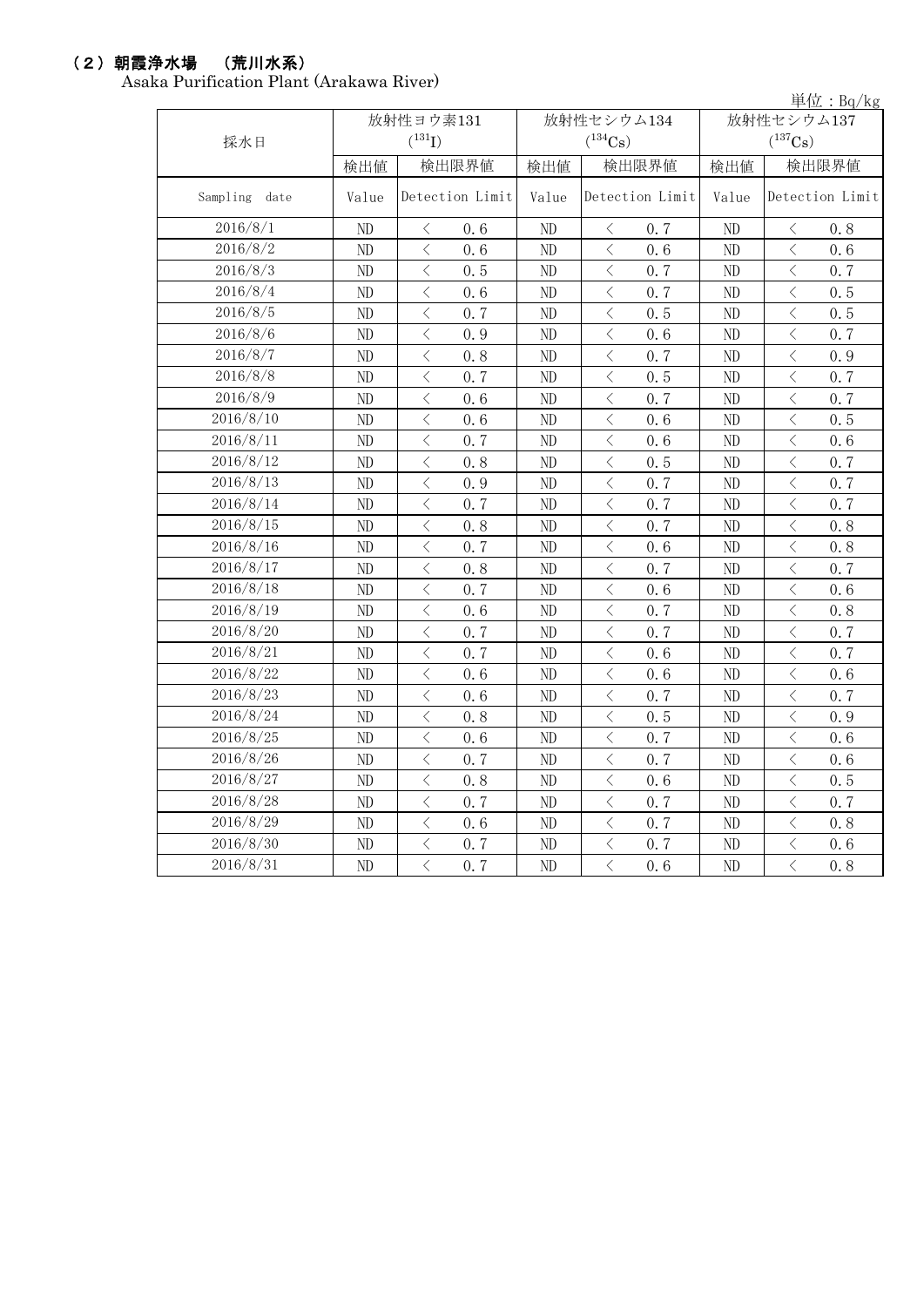## （2）朝霞浄水場　（荒川水系）

Asaka Purification Plant (Arakawa River)

単位：Bq/kg

| 採水日 | 放射性ヨウ素131 ($^{131}$I) | | 放射性セシウム134 ($^{134}$Cs) | | 放射性セシウム137 ($^{137}$Cs) | |
|---|---|---|---|---|---|---|
| | 検出値 | 検出限界値 | 検出値 | 検出限界値 | 検出値 | 検出限界値 |
| Sampling date | Value | Detection Limit | Value | Detection Limit | Value | Detection Limit |
| 2016/8/1 | ND | ＜ 0.6 | ND | ＜ 0.7 | ND | ＜ 0.8 |
| 2016/8/2 | ND | ＜ 0.6 | ND | ＜ 0.6 | ND | ＜ 0.6 |
| 2016/8/3 | ND | ＜ 0.5 | ND | ＜ 0.7 | ND | ＜ 0.7 |
| 2016/8/4 | ND | ＜ 0.6 | ND | ＜ 0.7 | ND | ＜ 0.5 |
| 2016/8/5 | ND | ＜ 0.7 | ND | ＜ 0.5 | ND | ＜ 0.5 |
| 2016/8/6 | ND | ＜ 0.9 | ND | ＜ 0.6 | ND | ＜ 0.7 |
| 2016/8/7 | ND | ＜ 0.8 | ND | ＜ 0.7 | ND | ＜ 0.9 |
| 2016/8/8 | ND | ＜ 0.7 | ND | ＜ 0.5 | ND | ＜ 0.7 |
| 2016/8/9 | ND | ＜ 0.6 | ND | ＜ 0.7 | ND | ＜ 0.7 |
| 2016/8/10 | ND | ＜ 0.6 | ND | ＜ 0.6 | ND | ＜ 0.5 |
| 2016/8/11 | ND | ＜ 0.7 | ND | ＜ 0.6 | ND | ＜ 0.6 |
| 2016/8/12 | ND | ＜ 0.8 | ND | ＜ 0.5 | ND | ＜ 0.7 |
| 2016/8/13 | ND | ＜ 0.9 | ND | ＜ 0.7 | ND | ＜ 0.7 |
| 2016/8/14 | ND | ＜ 0.7 | ND | ＜ 0.7 | ND | ＜ 0.7 |
| 2016/8/15 | ND | ＜ 0.8 | ND | ＜ 0.7 | ND | ＜ 0.8 |
| 2016/8/16 | ND | ＜ 0.7 | ND | ＜ 0.6 | ND | ＜ 0.8 |
| 2016/8/17 | ND | ＜ 0.8 | ND | ＜ 0.7 | ND | ＜ 0.7 |
| 2016/8/18 | ND | ＜ 0.7 | ND | ＜ 0.6 | ND | ＜ 0.6 |
| 2016/8/19 | ND | ＜ 0.6 | ND | ＜ 0.7 | ND | ＜ 0.8 |
| 2016/8/20 | ND | ＜ 0.7 | ND | ＜ 0.7 | ND | ＜ 0.7 |
| 2016/8/21 | ND | ＜ 0.7 | ND | ＜ 0.6 | ND | ＜ 0.7 |
| 2016/8/22 | ND | ＜ 0.6 | ND | ＜ 0.6 | ND | ＜ 0.6 |
| 2016/8/23 | ND | ＜ 0.6 | ND | ＜ 0.7 | ND | ＜ 0.7 |
| 2016/8/24 | ND | ＜ 0.8 | ND | ＜ 0.5 | ND | ＜ 0.9 |
| 2016/8/25 | ND | ＜ 0.6 | ND | ＜ 0.7 | ND | ＜ 0.6 |
| 2016/8/26 | ND | ＜ 0.7 | ND | ＜ 0.7 | ND | ＜ 0.6 |
| 2016/8/27 | ND | ＜ 0.8 | ND | ＜ 0.6 | ND | ＜ 0.5 |
| 2016/8/28 | ND | ＜ 0.7 | ND | ＜ 0.7 | ND | ＜ 0.7 |
| 2016/8/29 | ND | ＜ 0.6 | ND | ＜ 0.7 | ND | ＜ 0.8 |
| 2016/8/30 | ND | ＜ 0.7 | ND | ＜ 0.7 | ND | ＜ 0.6 |
| 2016/8/31 | ND | ＜ 0.7 | ND | ＜ 0.6 | ND | ＜ 0.8 |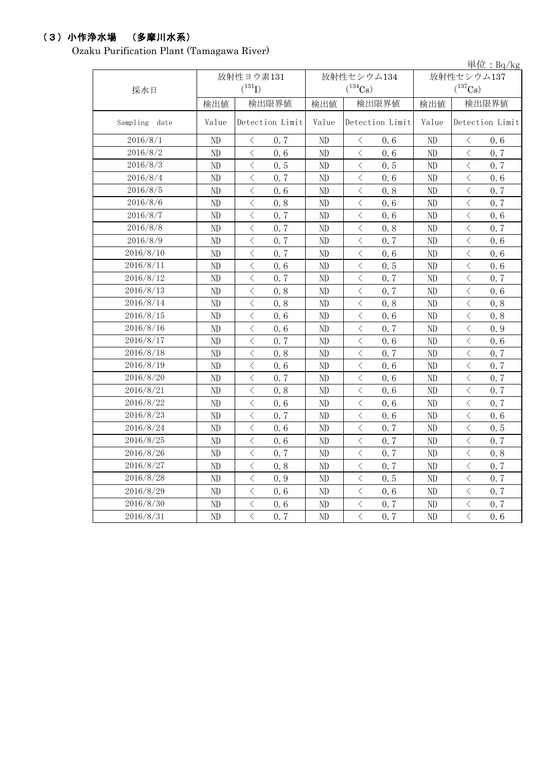## （3）小作浄水場　（多摩川水系）

Ozaku Purification Plant (Tamagawa River)

単位：Bq/kg

| 採水日 | 放射性ヨウ素131 ($^{131}I$) | | 放射性セシウム134 ($^{134}Cs$) | | 放射性セシウム137 ($^{137}Cs$) | |
|---|---|---|---|---|---|---|
| | 検出値 | 検出限界値 | 検出値 | 検出限界値 | 検出値 | 検出限界値 |
| Sampling date | Value | Detection Limit | Value | Detection Limit | Value | Detection Limit |
| 2016/8/1 | ND | ＜ 0.7 | ND | ＜ 0.6 | ND | ＜ 0.6 |
| 2016/8/2 | ND | ＜ 0.6 | ND | ＜ 0.6 | ND | ＜ 0.7 |
| 2016/8/3 | ND | ＜ 0.5 | ND | ＜ 0.5 | ND | ＜ 0.7 |
| 2016/8/4 | ND | ＜ 0.7 | ND | ＜ 0.6 | ND | ＜ 0.6 |
| 2016/8/5 | ND | ＜ 0.6 | ND | ＜ 0.8 | ND | ＜ 0.7 |
| 2016/8/6 | ND | ＜ 0.8 | ND | ＜ 0.6 | ND | ＜ 0.7 |
| 2016/8/7 | ND | ＜ 0.7 | ND | ＜ 0.6 | ND | ＜ 0.6 |
| 2016/8/8 | ND | ＜ 0.7 | ND | ＜ 0.8 | ND | ＜ 0.7 |
| 2016/8/9 | ND | ＜ 0.7 | ND | ＜ 0.7 | ND | ＜ 0.6 |
| 2016/8/10 | ND | ＜ 0.7 | ND | ＜ 0.6 | ND | ＜ 0.6 |
| 2016/8/11 | ND | ＜ 0.6 | ND | ＜ 0.5 | ND | ＜ 0.6 |
| 2016/8/12 | ND | ＜ 0.7 | ND | ＜ 0.7 | ND | ＜ 0.7 |
| 2016/8/13 | ND | ＜ 0.8 | ND | ＜ 0.7 | ND | ＜ 0.6 |
| 2016/8/14 | ND | ＜ 0.8 | ND | ＜ 0.8 | ND | ＜ 0.8 |
| 2016/8/15 | ND | ＜ 0.6 | ND | ＜ 0.6 | ND | ＜ 0.8 |
| 2016/8/16 | ND | ＜ 0.6 | ND | ＜ 0.7 | ND | ＜ 0.9 |
| 2016/8/17 | ND | ＜ 0.7 | ND | ＜ 0.6 | ND | ＜ 0.6 |
| 2016/8/18 | ND | ＜ 0.8 | ND | ＜ 0.7 | ND | ＜ 0.7 |
| 2016/8/19 | ND | ＜ 0.6 | ND | ＜ 0.6 | ND | ＜ 0.7 |
| 2016/8/20 | ND | ＜ 0.7 | ND | ＜ 0.6 | ND | ＜ 0.7 |
| 2016/8/21 | ND | ＜ 0.8 | ND | ＜ 0.6 | ND | ＜ 0.7 |
| 2016/8/22 | ND | ＜ 0.6 | ND | ＜ 0.6 | ND | ＜ 0.7 |
| 2016/8/23 | ND | ＜ 0.7 | ND | ＜ 0.6 | ND | ＜ 0.6 |
| 2016/8/24 | ND | ＜ 0.6 | ND | ＜ 0.7 | ND | ＜ 0.5 |
| 2016/8/25 | ND | ＜ 0.6 | ND | ＜ 0.7 | ND | ＜ 0.7 |
| 2016/8/26 | ND | ＜ 0.7 | ND | ＜ 0.7 | ND | ＜ 0.8 |
| 2016/8/27 | ND | ＜ 0.8 | ND | ＜ 0.7 | ND | ＜ 0.7 |
| 2016/8/28 | ND | ＜ 0.9 | ND | ＜ 0.5 | ND | ＜ 0.7 |
| 2016/8/29 | ND | ＜ 0.6 | ND | ＜ 0.6 | ND | ＜ 0.7 |
| 2016/8/30 | ND | ＜ 0.6 | ND | ＜ 0.7 | ND | ＜ 0.7 |
| 2016/8/31 | ND | ＜ 0.7 | ND | ＜ 0.7 | ND | ＜ 0.6 |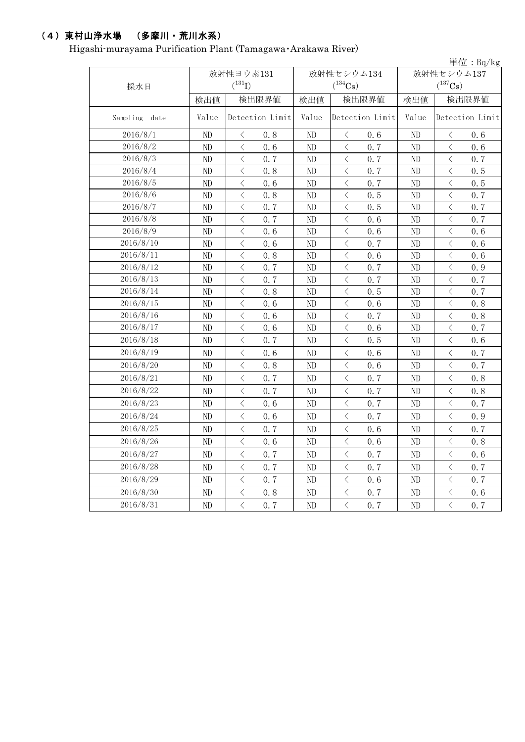## （4）東村山浄水場　（多摩川・荒川水系）

Higashi-murayama Purification Plant (Tamagawa･Arakawa River)

単位：Bq/kg

| 採水日 | 放射性ヨウ素131 ($^{131}$I) | | 放射性セシウム134 ($^{134}$Cs) | | 放射性セシウム137 ($^{137}$Cs) | |
|---|---|---|---|---|---|---|
| | 検出値 | 検出限界値 | 検出値 | 検出限界値 | 検出値 | 検出限界値 |
| Sampling　date | Value | Detection Limit | Value | Detection Limit | Value | Detection Limit |
| 2016/8/1 | ND | ＜　0.8 | ND | ＜　0.6 | ND | ＜　0.6 |
| 2016/8/2 | ND | ＜　0.6 | ND | ＜　0.7 | ND | ＜　0.6 |
| 2016/8/3 | ND | ＜　0.7 | ND | ＜　0.7 | ND | ＜　0.7 |
| 2016/8/4 | ND | ＜　0.8 | ND | ＜　0.7 | ND | ＜　0.5 |
| 2016/8/5 | ND | ＜　0.6 | ND | ＜　0.7 | ND | ＜　0.5 |
| 2016/8/6 | ND | ＜　0.8 | ND | ＜　0.5 | ND | ＜　0.7 |
| 2016/8/7 | ND | ＜　0.7 | ND | ＜　0.5 | ND | ＜　0.7 |
| 2016/8/8 | ND | ＜　0.7 | ND | ＜　0.6 | ND | ＜　0.7 |
| 2016/8/9 | ND | ＜　0.6 | ND | ＜　0.6 | ND | ＜　0.6 |
| 2016/8/10 | ND | ＜　0.6 | ND | ＜　0.7 | ND | ＜　0.6 |
| 2016/8/11 | ND | ＜　0.8 | ND | ＜　0.6 | ND | ＜　0.6 |
| 2016/8/12 | ND | ＜　0.7 | ND | ＜　0.7 | ND | ＜　0.9 |
| 2016/8/13 | ND | ＜　0.7 | ND | ＜　0.7 | ND | ＜　0.7 |
| 2016/8/14 | ND | ＜　0.8 | ND | ＜　0.5 | ND | ＜　0.7 |
| 2016/8/15 | ND | ＜　0.6 | ND | ＜　0.6 | ND | ＜　0.8 |
| 2016/8/16 | ND | ＜　0.6 | ND | ＜　0.7 | ND | ＜　0.8 |
| 2016/8/17 | ND | ＜　0.6 | ND | ＜　0.6 | ND | ＜　0.7 |
| 2016/8/18 | ND | ＜　0.7 | ND | ＜　0.5 | ND | ＜　0.6 |
| 2016/8/19 | ND | ＜　0.6 | ND | ＜　0.6 | ND | ＜　0.7 |
| 2016/8/20 | ND | ＜　0.8 | ND | ＜　0.6 | ND | ＜　0.7 |
| 2016/8/21 | ND | ＜　0.7 | ND | ＜　0.7 | ND | ＜　0.8 |
| 2016/8/22 | ND | ＜　0.7 | ND | ＜　0.7 | ND | ＜　0.8 |
| 2016/8/23 | ND | ＜　0.6 | ND | ＜　0.7 | ND | ＜　0.7 |
| 2016/8/24 | ND | ＜　0.6 | ND | ＜　0.7 | ND | ＜　0.9 |
| 2016/8/25 | ND | ＜　0.7 | ND | ＜　0.6 | ND | ＜　0.7 |
| 2016/8/26 | ND | ＜　0.6 | ND | ＜　0.6 | ND | ＜　0.8 |
| 2016/8/27 | ND | ＜　0.7 | ND | ＜　0.7 | ND | ＜　0.6 |
| 2016/8/28 | ND | ＜　0.7 | ND | ＜　0.7 | ND | ＜　0.7 |
| 2016/8/29 | ND | ＜　0.7 | ND | ＜　0.6 | ND | ＜　0.7 |
| 2016/8/30 | ND | ＜　0.8 | ND | ＜　0.7 | ND | ＜　0.6 |
| 2016/8/31 | ND | ＜　0.7 | ND | ＜　0.7 | ND | ＜　0.7 |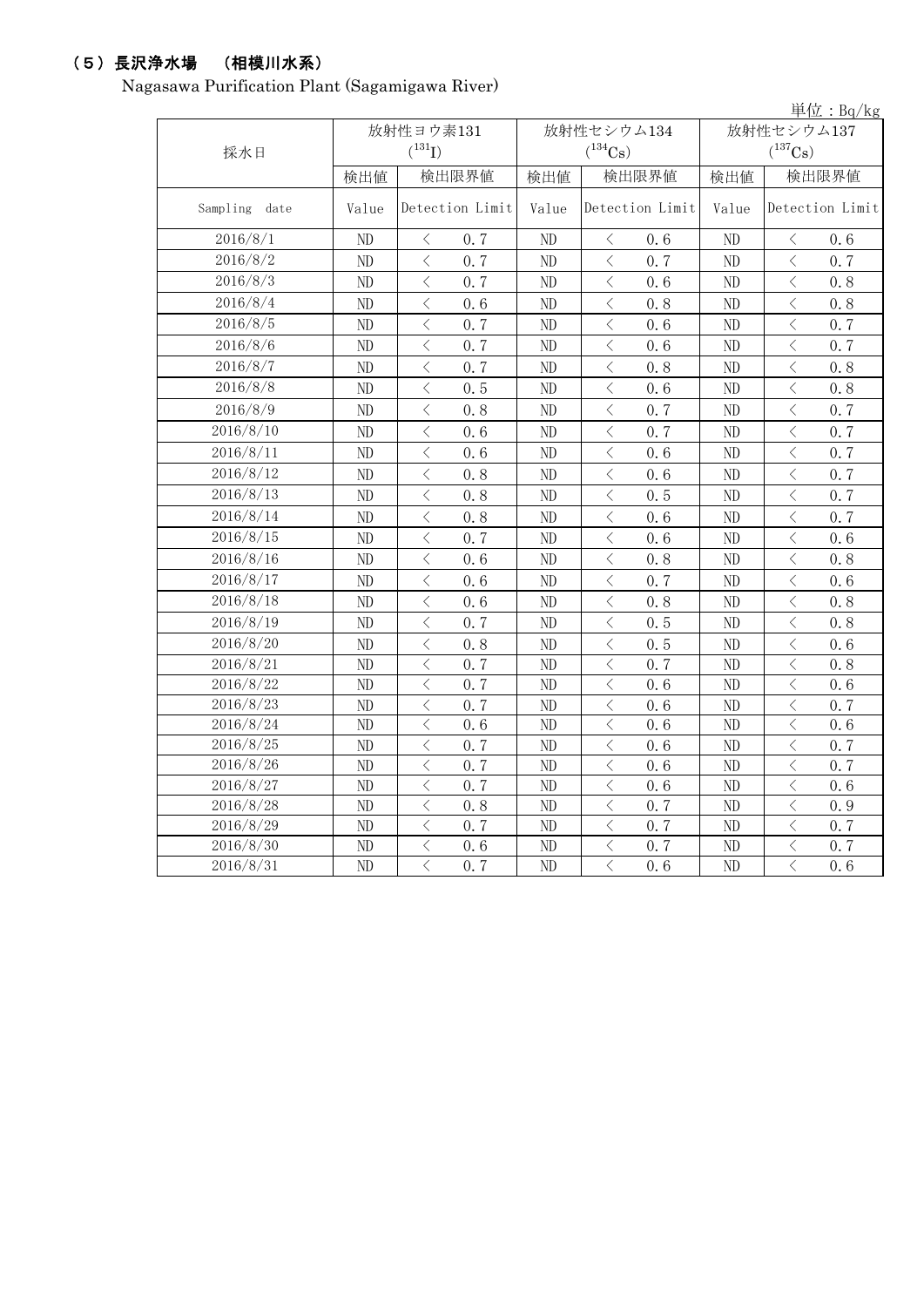## （5）長沢浄水場　（相模川水系）

Nagasawa Purification Plant (Sagamigawa River)

単位：Bq/kg

| 採水日 | 放射性ヨウ素131 ($^{131}$I) | | 放射性セシウム134 ($^{134}$Cs) | | 放射性セシウム137 ($^{137}$Cs) | |
|---|---|---|---|---|---|---|
| | 検出値 | 検出限界値 | 検出値 | 検出限界値 | 検出値 | 検出限界値 |
| Sampling date | Value | Detection Limit | Value | Detection Limit | Value | Detection Limit |
| 2016/8/1 | ND | ＜ 0.7 | ND | ＜ 0.6 | ND | ＜ 0.6 |
| 2016/8/2 | ND | ＜ 0.7 | ND | ＜ 0.7 | ND | ＜ 0.7 |
| 2016/8/3 | ND | ＜ 0.7 | ND | ＜ 0.6 | ND | ＜ 0.8 |
| 2016/8/4 | ND | ＜ 0.6 | ND | ＜ 0.8 | ND | ＜ 0.8 |
| 2016/8/5 | ND | ＜ 0.7 | ND | ＜ 0.6 | ND | ＜ 0.7 |
| 2016/8/6 | ND | ＜ 0.7 | ND | ＜ 0.6 | ND | ＜ 0.7 |
| 2016/8/7 | ND | ＜ 0.7 | ND | ＜ 0.8 | ND | ＜ 0.8 |
| 2016/8/8 | ND | ＜ 0.5 | ND | ＜ 0.6 | ND | ＜ 0.8 |
| 2016/8/9 | ND | ＜ 0.8 | ND | ＜ 0.7 | ND | ＜ 0.7 |
| 2016/8/10 | ND | ＜ 0.6 | ND | ＜ 0.7 | ND | ＜ 0.7 |
| 2016/8/11 | ND | ＜ 0.6 | ND | ＜ 0.6 | ND | ＜ 0.7 |
| 2016/8/12 | ND | ＜ 0.8 | ND | ＜ 0.6 | ND | ＜ 0.7 |
| 2016/8/13 | ND | ＜ 0.8 | ND | ＜ 0.5 | ND | ＜ 0.7 |
| 2016/8/14 | ND | ＜ 0.8 | ND | ＜ 0.6 | ND | ＜ 0.7 |
| 2016/8/15 | ND | ＜ 0.7 | ND | ＜ 0.6 | ND | ＜ 0.6 |
| 2016/8/16 | ND | ＜ 0.6 | ND | ＜ 0.8 | ND | ＜ 0.8 |
| 2016/8/17 | ND | ＜ 0.6 | ND | ＜ 0.7 | ND | ＜ 0.6 |
| 2016/8/18 | ND | ＜ 0.6 | ND | ＜ 0.8 | ND | ＜ 0.8 |
| 2016/8/19 | ND | ＜ 0.7 | ND | ＜ 0.5 | ND | ＜ 0.8 |
| 2016/8/20 | ND | ＜ 0.8 | ND | ＜ 0.5 | ND | ＜ 0.6 |
| 2016/8/21 | ND | ＜ 0.7 | ND | ＜ 0.7 | ND | ＜ 0.8 |
| 2016/8/22 | ND | ＜ 0.7 | ND | ＜ 0.6 | ND | ＜ 0.6 |
| 2016/8/23 | ND | ＜ 0.7 | ND | ＜ 0.6 | ND | ＜ 0.7 |
| 2016/8/24 | ND | ＜ 0.6 | ND | ＜ 0.6 | ND | ＜ 0.6 |
| 2016/8/25 | ND | ＜ 0.7 | ND | ＜ 0.6 | ND | ＜ 0.7 |
| 2016/8/26 | ND | ＜ 0.7 | ND | ＜ 0.6 | ND | ＜ 0.7 |
| 2016/8/27 | ND | ＜ 0.7 | ND | ＜ 0.6 | ND | ＜ 0.6 |
| 2016/8/28 | ND | ＜ 0.8 | ND | ＜ 0.7 | ND | ＜ 0.9 |
| 2016/8/29 | ND | ＜ 0.7 | ND | ＜ 0.7 | ND | ＜ 0.7 |
| 2016/8/30 | ND | ＜ 0.6 | ND | ＜ 0.7 | ND | ＜ 0.7 |
| 2016/8/31 | ND | ＜ 0.7 | ND | ＜ 0.6 | ND | ＜ 0.6 |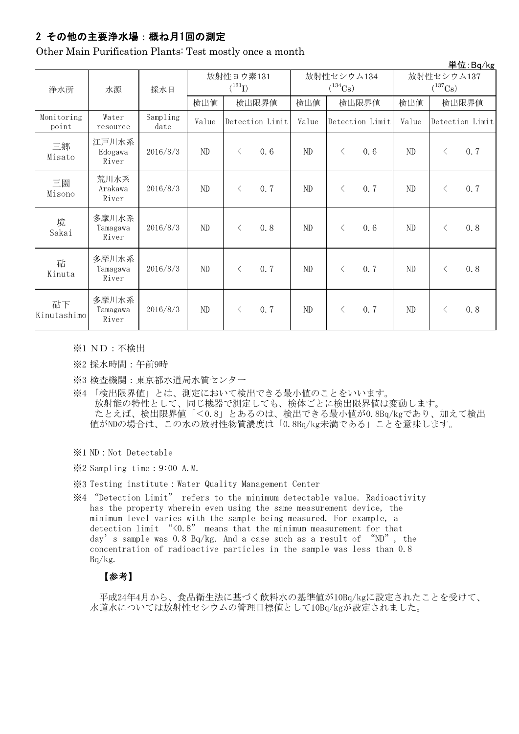## 2 その他の主要浄水場：概ね月1回の測定

Other Main Purification Plants: Test mostly once a month

単位:Bq/kg

| 浄水所 | 水源 | 採水日 | 放射性ヨウ素131 ($^{131}I$) | | 放射性セシウム134 ($^{134}Cs$) | | 放射性セシウム137 ($^{137}Cs$) | |
|---|---|---|---|---|---|---|---|---|
| | | | 検出値 | 検出限界値 | 検出値 | 検出限界値 | 検出値 | 検出限界値 |
| Monitoring point | Water resource | Sampling date | Value | Detection Limit | Value | Detection Limit | Value | Detection Limit |
| 三郷 Misato | 江戸川水系 Edogawa River | 2016/8/3 | ND | < 0.6 | ND | < 0.6 | ND | < 0.7 |
| 三園 Misono | 荒川水系 Arakawa River | 2016/8/3 | ND | < 0.7 | ND | < 0.7 | ND | < 0.7 |
| 境 Sakai | 多摩川水系 Tamagawa River | 2016/8/3 | ND | < 0.8 | ND | < 0.6 | ND | < 0.8 |
| 砧 Kinuta | 多摩川水系 Tamagawa River | 2016/8/3 | ND | < 0.7 | ND | < 0.7 | ND | < 0.8 |
| 砧下 Kinutashimo | 多摩川水系 Tamagawa River | 2016/8/3 | ND | < 0.7 | ND | < 0.7 | ND | < 0.8 |

※1 ＮＤ：不検出

※2 採水時間：午前9時

※3 検査機関：東京都水道局水質センター

※4 「検出限界値」とは、測定において検出できる最小値のことをいいます。
放射能の特性として、同じ機器で測定しても、検体ごとに検出限界値は変動します。
たとえば、検出限界値「<0.8」とあるのは、検出できる最小値が0.8Bq/kgであり、加えて検出値がNDの場合は、この水の放射性物質濃度は「0.8Bq/kg未満である」ことを意味します。

※1 ND：Not Detectable

※2 Sampling time：9:00 A.M.

※3 Testing institute：Water Quality Management Center

※4 "Detection Limit" refers to the minimum detectable value. Radioactivity has the property wherein even using the same measurement device, the minimum level varies with the sample being measured. For example, a detection limit "<0.8" means that the minimum measurement for that day's sample was 0.8 Bq/kg. And a case such as a result of "ND", the concentration of radioactive particles in the sample was less than 0.8 Bq/kg.

【参考】

平成24年4月から、食品衛生法に基づく飲料水の基準値が10Bq/kgに設定されたことを受けて、水道水については放射性セシウムの管理目標値として10Bq/kgが設定されました。